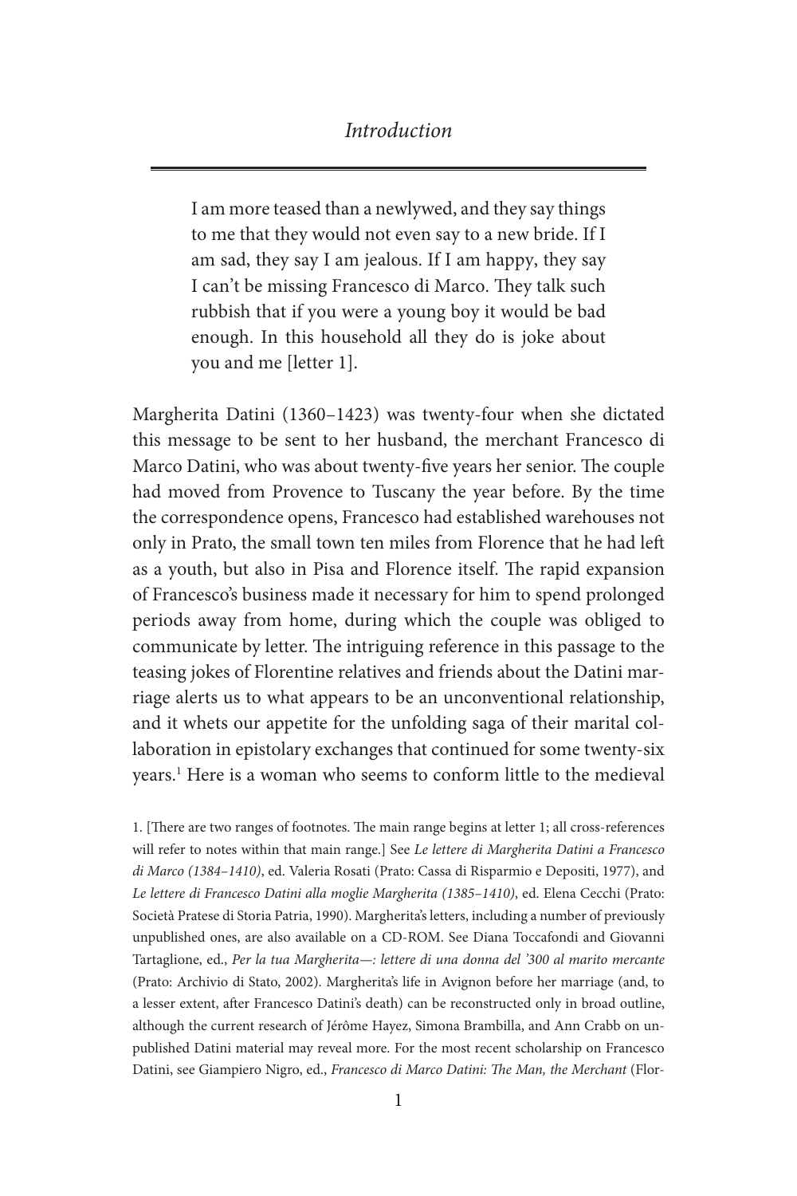# Introduction

> I am more teased than a newlywed, and they say things to me that they would not even say to a new bride. If I am sad, they say I am jealous. If I am happy, they say I can't be missing Francesco di Marco. They talk such rubbish that if you were a young boy it would be bad enough. In this household all they do is joke about you and me [letter 1].

Margherita Datini (1360–1423) was twenty-four when she dictated this message to be sent to her husband, the merchant Francesco di Marco Datini, who was about twenty-five years her senior. The couple had moved from Provence to Tuscany the year before. By the time the correspondence opens, Francesco had established warehouses not only in Prato, the small town ten miles from Florence that he had left as a youth, but also in Pisa and Florence itself. The rapid expansion of Francesco's business made it necessary for him to spend prolonged periods away from home, during which the couple was obliged to communicate by letter. The intriguing reference in this passage to the teasing jokes of Florentine relatives and friends about the Datini marriage alerts us to what appears to be an unconventional relationship, and it whets our appetite for the unfolding saga of their marital collaboration in epistolary exchanges that continued for some twenty-six years.[1] Here is a woman who seems to conform little to the medieval

1. [There are two ranges of footnotes. The main range begins at letter 1; all cross-references will refer to notes within that main range.] See *Le lettere di Margherita Datini a Francesco di Marco (1384–1410)*, ed. Valeria Rosati (Prato: Cassa di Risparmio e Depositi, 1977), and *Le lettere di Francesco Datini alla moglie Margherita (1385–1410)*, ed. Elena Cecchi (Prato: Società Pratese di Storia Patria, 1990). Margherita's letters, including a number of previously unpublished ones, are also available on a CD-ROM. See Diana Toccafondi and Giovanni Tartaglione, ed., *Per la tua Margherita—: lettere di una donna del '300 al marito mercante* (Prato: Archivio di Stato, 2002). Margherita's life in Avignon before her marriage (and, to a lesser extent, after Francesco Datini's death) can be reconstructed only in broad outline, although the current research of Jérôme Hayez, Simona Brambilla, and Ann Crabb on unpublished Datini material may reveal more. For the most recent scholarship on Francesco Datini, see Giampiero Nigro, ed., *Francesco di Marco Datini: The Man, the Merchant* (Flor-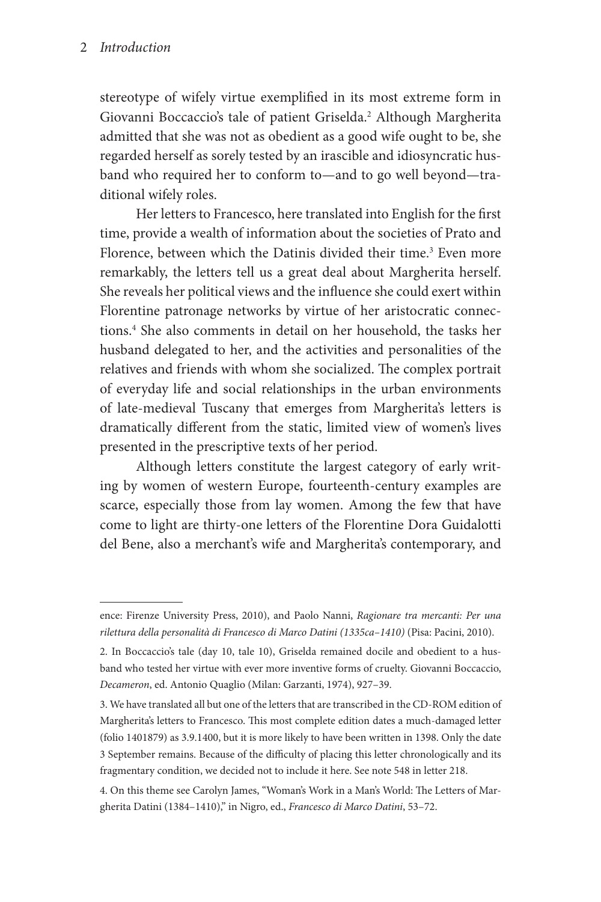stereotype of wifely virtue exemplified in its most extreme form in Giovanni Boccaccio's tale of patient Griselda.[2] Although Margherita admitted that she was not as obedient as a good wife ought to be, she regarded herself as sorely tested by an irascible and idiosyncratic husband who required her to conform to—and to go well beyond—traditional wifely roles.

Her letters to Francesco, here translated into English for the first time, provide a wealth of information about the societies of Prato and Florence, between which the Datinis divided their time.[3] Even more remarkably, the letters tell us a great deal about Margherita herself. She reveals her political views and the influence she could exert within Florentine patronage networks by virtue of her aristocratic connections.[4] She also comments in detail on her household, the tasks her husband delegated to her, and the activities and personalities of the relatives and friends with whom she socialized. The complex portrait of everyday life and social relationships in the urban environments of late-medieval Tuscany that emerges from Margherita's letters is dramatically different from the static, limited view of women's lives presented in the prescriptive texts of her period.

Although letters constitute the largest category of early writing by women of western Europe, fourteenth-century examples are scarce, especially those from lay women. Among the few that have come to light are thirty-one letters of the Florentine Dora Guidalotti del Bene, also a merchant's wife and Margherita's contemporary, and

---

ence: Firenze University Press, 2010), and Paolo Nanni, *Ragionare tra mercanti: Per una rilettura della personalità di Francesco di Marco Datini (1335ca–1410)* (Pisa: Pacini, 2010).

2. In Boccaccio's tale (day 10, tale 10), Griselda remained docile and obedient to a husband who tested her virtue with ever more inventive forms of cruelty. Giovanni Boccaccio, *Decameron*, ed. Antonio Quaglio (Milan: Garzanti, 1974), 927–39.

3. We have translated all but one of the letters that are transcribed in the CD-ROM edition of Margherita's letters to Francesco. This most complete edition dates a much-damaged letter (folio 1401879) as 3.9.1400, but it is more likely to have been written in 1398. Only the date 3 September remains. Because of the difficulty of placing this letter chronologically and its fragmentary condition, we decided not to include it here. See note 548 in letter 218.

4. On this theme see Carolyn James, "Woman's Work in a Man's World: The Letters of Margherita Datini (1384–1410)," in Nigro, ed., *Francesco di Marco Datini*, 53–72.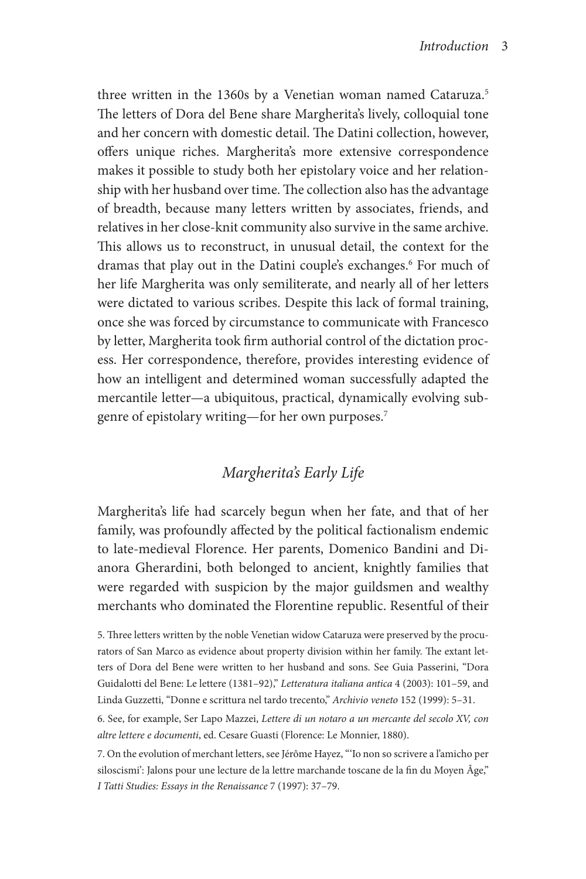three written in the 1360s by a Venetian woman named Cataruza.[5] The letters of Dora del Bene share Margherita's lively, colloquial tone and her concern with domestic detail. The Datini collection, however, offers unique riches. Margherita's more extensive correspondence makes it possible to study both her epistolary voice and her relationship with her husband over time. The collection also has the advantage of breadth, because many letters written by associates, friends, and relatives in her close-knit community also survive in the same archive. This allows us to reconstruct, in unusual detail, the context for the dramas that play out in the Datini couple's exchanges.[6] For much of her life Margherita was only semiliterate, and nearly all of her letters were dictated to various scribes. Despite this lack of formal training, once she was forced by circumstance to communicate with Francesco by letter, Margherita took firm authorial control of the dictation process. Her correspondence, therefore, provides interesting evidence of how an intelligent and determined woman successfully adapted the mercantile letter—a ubiquitous, practical, dynamically evolving subgenre of epistolary writing—for her own purposes.[7]

## *Margherita's Early Life*

Margherita's life had scarcely begun when her fate, and that of her family, was profoundly affected by the political factionalism endemic to late-medieval Florence. Her parents, Domenico Bandini and Dianora Gherardini, both belonged to ancient, knightly families that were regarded with suspicion by the major guildsmen and wealthy merchants who dominated the Florentine republic. Resentful of their

5. Three letters written by the noble Venetian widow Cataruza were preserved by the procurators of San Marco as evidence about property division within her family. The extant letters of Dora del Bene were written to her husband and sons. See Guia Passerini, "Dora Guidalotti del Bene: Le lettere (1381–92)," *Letteratura italiana antica* 4 (2003): 101–59, and Linda Guzzetti, "Donne e scrittura nel tardo trecento," *Archivio veneto* 152 (1999): 5–31.

6. See, for example, Ser Lapo Mazzei, *Lettere di un notaro a un mercante del secolo XV, con altre lettere e documenti*, ed. Cesare Guasti (Florence: Le Monnier, 1880).

7. On the evolution of merchant letters, see Jérôme Hayez, "'Io non so scrivere a l'amicho per siloscismi': Jalons pour une lecture de la lettre marchande toscane de la fin du Moyen Âge," *I Tatti Studies: Essays in the Renaissance* 7 (1997): 37–79.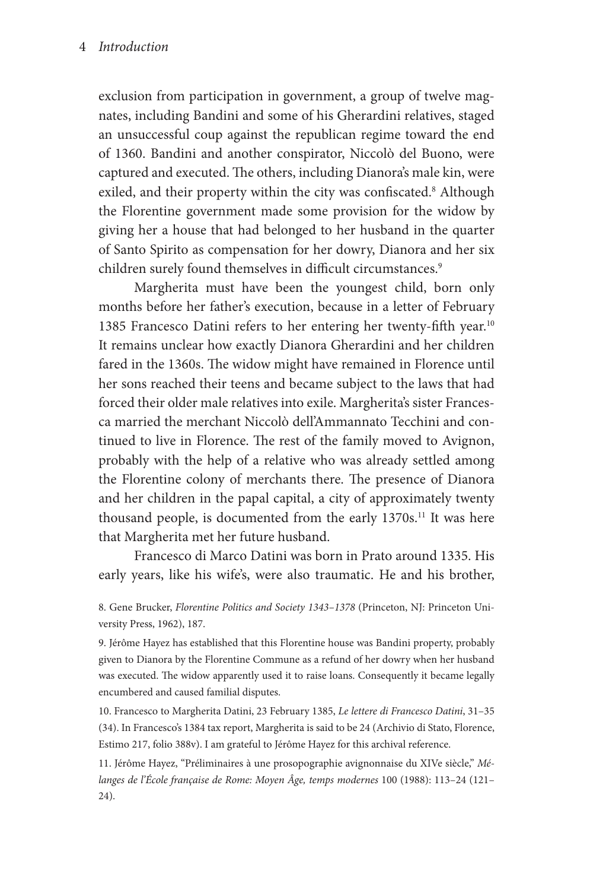exclusion from participation in government, a group of twelve magnates, including Bandini and some of his Gherardini relatives, staged an unsuccessful coup against the republican regime toward the end of 1360. Bandini and another conspirator, Niccolò del Buono, were captured and executed. The others, including Dianora's male kin, were exiled, and their property within the city was confiscated.[8] Although the Florentine government made some provision for the widow by giving her a house that had belonged to her husband in the quarter of Santo Spirito as compensation for her dowry, Dianora and her six children surely found themselves in difficult circumstances.[9]

Margherita must have been the youngest child, born only months before her father's execution, because in a letter of February 1385 Francesco Datini refers to her entering her twenty-fifth year.[10] It remains unclear how exactly Dianora Gherardini and her children fared in the 1360s. The widow might have remained in Florence until her sons reached their teens and became subject to the laws that had forced their older male relatives into exile. Margherita's sister Francesca married the merchant Niccolò dell'Ammannato Tecchini and continued to live in Florence. The rest of the family moved to Avignon, probably with the help of a relative who was already settled among the Florentine colony of merchants there. The presence of Dianora and her children in the papal capital, a city of approximately twenty thousand people, is documented from the early 1370s.[11] It was here that Margherita met her future husband.

Francesco di Marco Datini was born in Prato around 1335. His early years, like his wife's, were also traumatic. He and his brother,

8. Gene Brucker, *Florentine Politics and Society 1343–1378* (Princeton, NJ: Princeton University Press, 1962), 187.

9. Jérôme Hayez has established that this Florentine house was Bandini property, probably given to Dianora by the Florentine Commune as a refund of her dowry when her husband was executed. The widow apparently used it to raise loans. Consequently it became legally encumbered and caused familial disputes.

10. Francesco to Margherita Datini, 23 February 1385, *Le lettere di Francesco Datini*, 31–35 (34). In Francesco's 1384 tax report, Margherita is said to be 24 (Archivio di Stato, Florence, Estimo 217, folio 388v). I am grateful to Jérôme Hayez for this archival reference.

11. Jérôme Hayez, "Préliminaires à une prosopographie avignonnaise du XIVe siècle," *Mélanges de l'École française de Rome: Moyen Âge, temps modernes* 100 (1988): 113–24 (121–24).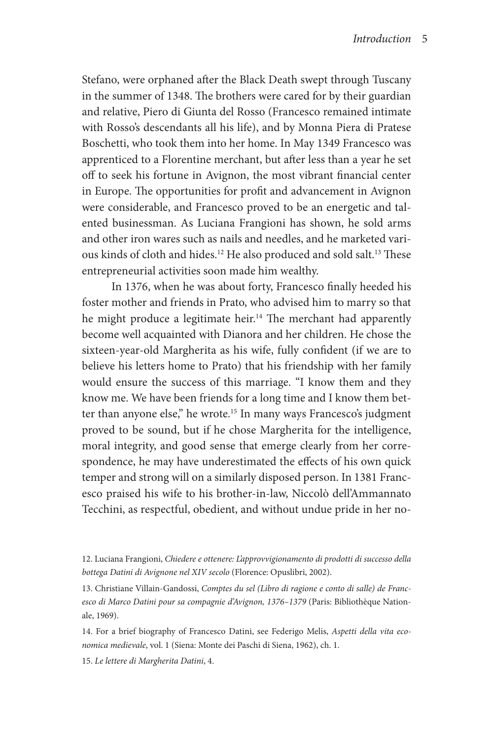Stefano, were orphaned after the Black Death swept through Tuscany in the summer of 1348. The brothers were cared for by their guardian and relative, Piero di Giunta del Rosso (Francesco remained intimate with Rosso's descendants all his life), and by Monna Piera di Pratese Boschetti, who took them into her home. In May 1349 Francesco was apprenticed to a Florentine merchant, but after less than a year he set off to seek his fortune in Avignon, the most vibrant financial center in Europe. The opportunities for profit and advancement in Avignon were considerable, and Francesco proved to be an energetic and talented businessman. As Luciana Frangioni has shown, he sold arms and other iron wares such as nails and needles, and he marketed various kinds of cloth and hides.[12] He also produced and sold salt.[13] These entrepreneurial activities soon made him wealthy.

In 1376, when he was about forty, Francesco finally heeded his foster mother and friends in Prato, who advised him to marry so that he might produce a legitimate heir.[14] The merchant had apparently become well acquainted with Dianora and her children. He chose the sixteen-year-old Margherita as his wife, fully confident (if we are to believe his letters home to Prato) that his friendship with her family would ensure the success of this marriage. "I know them and they know me. We have been friends for a long time and I know them better than anyone else," he wrote.[15] In many ways Francesco's judgment proved to be sound, but if he chose Margherita for the intelligence, moral integrity, and good sense that emerge clearly from her correspondence, he may have underestimated the effects of his own quick temper and strong will on a similarly disposed person. In 1381 Francesco praised his wife to his brother-in-law, Niccolò dell'Ammannato Tecchini, as respectful, obedient, and without undue pride in her no-

12. Luciana Frangioni, *Chiedere e ottenere: L'approvvigionamento di prodotti di successo della bottega Datini di Avignone nel XIV secolo* (Florence: Opuslibri, 2002).

13. Christiane Villain-Gandossi, *Comptes du sel (Libro di ragione e conto di salle) de Francesco di Marco Datini pour sa compagnie d'Avignon, 1376–1379* (Paris: Bibliothèque Nationale, 1969).

14. For a brief biography of Francesco Datini, see Federigo Melis, *Aspetti della vita economica medievale*, vol. 1 (Siena: Monte dei Paschi di Siena, 1962), ch. 1.

15. *Le lettere di Margherita Datini*, 4.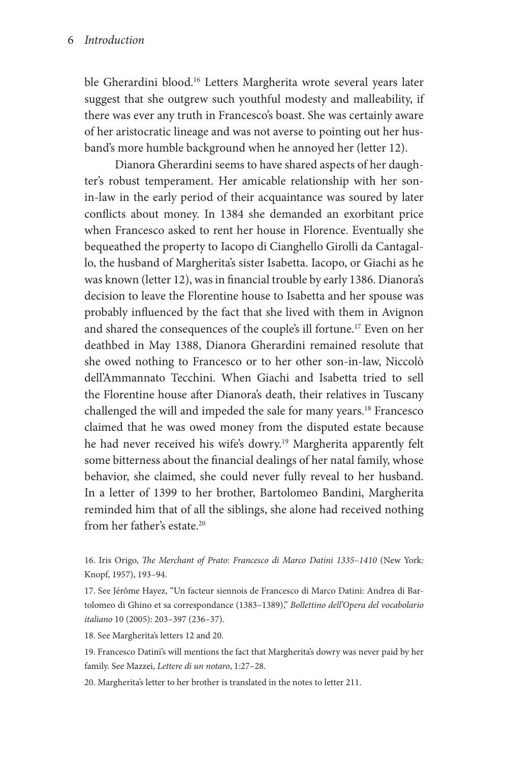ble Gherardini blood.[16] Letters Margherita wrote several years later suggest that she outgrew such youthful modesty and malleability, if there was ever any truth in Francesco's boast. She was certainly aware of her aristocratic lineage and was not averse to pointing out her husband's more humble background when he annoyed her (letter 12).

Dianora Gherardini seems to have shared aspects of her daughter's robust temperament. Her amicable relationship with her son-in-law in the early period of their acquaintance was soured by later conflicts about money. In 1384 she demanded an exorbitant price when Francesco asked to rent her house in Florence. Eventually she bequeathed the property to Iacopo di Cianghello Girolli da Cantagallo, the husband of Margherita's sister Isabetta. Iacopo, or Giachi as he was known (letter 12), was in financial trouble by early 1386. Dianora's decision to leave the Florentine house to Isabetta and her spouse was probably influenced by the fact that she lived with them in Avignon and shared the consequences of the couple's ill fortune.[17] Even on her deathbed in May 1388, Dianora Gherardini remained resolute that she owed nothing to Francesco or to her other son-in-law, Niccolò dell'Ammannato Tecchini. When Giachi and Isabetta tried to sell the Florentine house after Dianora's death, their relatives in Tuscany challenged the will and impeded the sale for many years.[18] Francesco claimed that he was owed money from the disputed estate because he had never received his wife's dowry.[19] Margherita apparently felt some bitterness about the financial dealings of her natal family, whose behavior, she claimed, she could never fully reveal to her husband. In a letter of 1399 to her brother, Bartolomeo Bandini, Margherita reminded him that of all the siblings, she alone had received nothing from her father's estate.[20]

16. Iris Origo, *The Merchant of Prato: Francesco di Marco Datini 1335–1410* (New York: Knopf, 1957), 193–94.

17. See Jérôme Hayez, "Un facteur siennois de Francesco di Marco Datini: Andrea di Bartolomeo di Ghino et sa correspondance (1383–1389)," *Bollettino dell'Opera del vocabolario italiano* 10 (2005): 203–397 (236–37).

18. See Margherita's letters 12 and 20.

19. Francesco Datini's will mentions the fact that Margherita's dowry was never paid by her family. See Mazzei, *Lettere di un notaro*, 1:27–28.

20. Margherita's letter to her brother is translated in the notes to letter 211.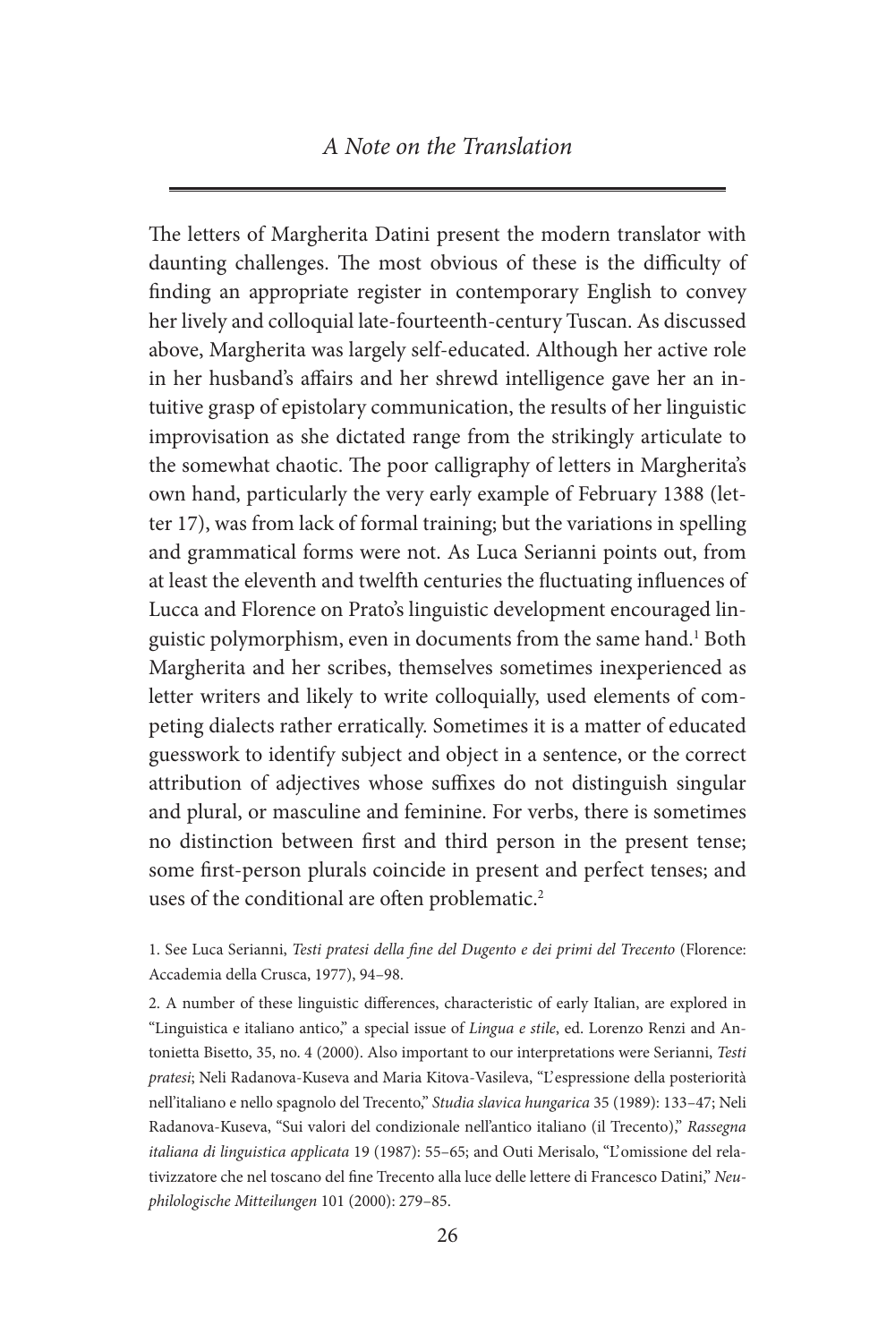## A Note on the Translation

The letters of Margherita Datini present the modern translator with daunting challenges. The most obvious of these is the difficulty of finding an appropriate register in contemporary English to convey her lively and colloquial late-fourteenth-century Tuscan. As discussed above, Margherita was largely self-educated. Although her active role in her husband's affairs and her shrewd intelligence gave her an intuitive grasp of epistolary communication, the results of her linguistic improvisation as she dictated range from the strikingly articulate to the somewhat chaotic. The poor calligraphy of letters in Margherita's own hand, particularly the very early example of February 1388 (letter 17), was from lack of formal training; but the variations in spelling and grammatical forms were not. As Luca Serianni points out, from at least the eleventh and twelfth centuries the fluctuating influences of Lucca and Florence on Prato's linguistic development encouraged linguistic polymorphism, even in documents from the same hand.[1] Both Margherita and her scribes, themselves sometimes inexperienced as letter writers and likely to write colloquially, used elements of competing dialects rather erratically. Sometimes it is a matter of educated guesswork to identify subject and object in a sentence, or the correct attribution of adjectives whose suffixes do not distinguish singular and plural, or masculine and feminine. For verbs, there is sometimes no distinction between first and third person in the present tense; some first-person plurals coincide in present and perfect tenses; and uses of the conditional are often problematic.[2]

1. See Luca Serianni, *Testi pratesi della fine del Dugento e dei primi del Trecento* (Florence: Accademia della Crusca, 1977), 94–98.

2. A number of these linguistic differences, characteristic of early Italian, are explored in "Linguistica e italiano antico," a special issue of *Lingua e stile*, ed. Lorenzo Renzi and Antonietta Bisetto, 35, no. 4 (2000). Also important to our interpretations were Serianni, *Testi pratesi*; Neli Radanova-Kuseva and Maria Kitova-Vasileva, "L'espressione della posteriorità nell'italiano e nello spagnolo del Trecento," *Studia slavica hungarica* 35 (1989): 133–47; Neli Radanova-Kuseva, "Sui valori del condizionale nell'antico italiano (il Trecento)," *Rassegna italiana di linguistica applicata* 19 (1987): 55–65; and Outi Merisalo, "L'omissione del relativizzatore che nel toscano del fine Trecento alla luce delle lettere di Francesco Datini," *Neuphilologische Mitteilungen* 101 (2000): 279–85.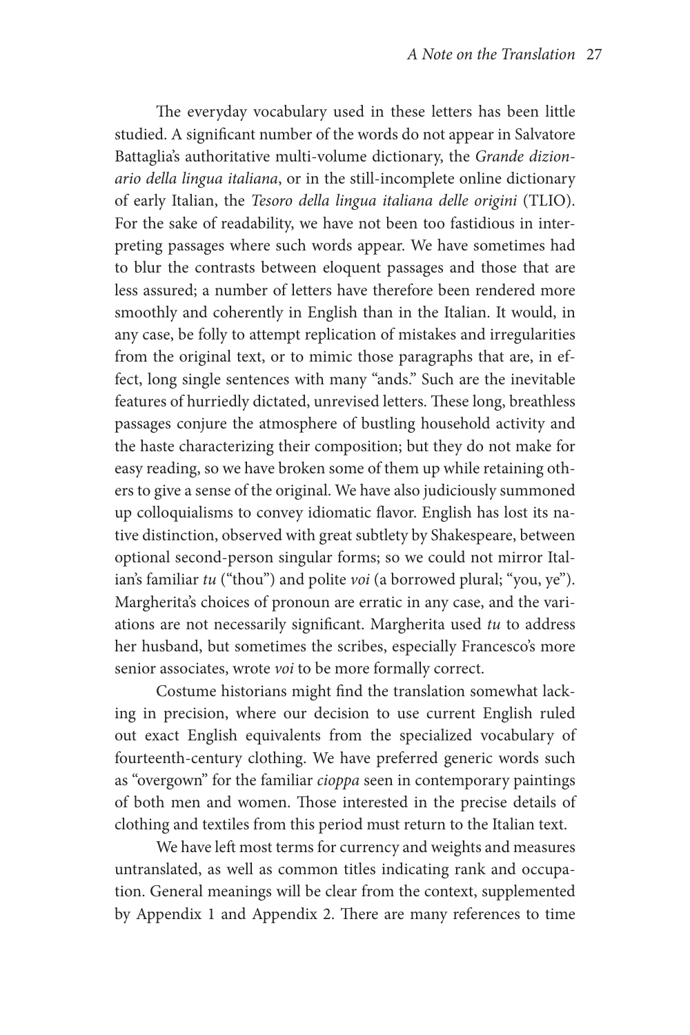The everyday vocabulary used in these letters has been little studied. A significant number of the words do not appear in Salvatore Battaglia's authoritative multi-volume dictionary, the *Grande dizionario della lingua italiana*, or in the still-incomplete online dictionary of early Italian, the *Tesoro della lingua italiana delle origini* (TLIO). For the sake of readability, we have not been too fastidious in interpreting passages where such words appear. We have sometimes had to blur the contrasts between eloquent passages and those that are less assured; a number of letters have therefore been rendered more smoothly and coherently in English than in the Italian. It would, in any case, be folly to attempt replication of mistakes and irregularities from the original text, or to mimic those paragraphs that are, in effect, long single sentences with many "ands." Such are the inevitable features of hurriedly dictated, unrevised letters. These long, breathless passages conjure the atmosphere of bustling household activity and the haste characterizing their composition; but they do not make for easy reading, so we have broken some of them up while retaining others to give a sense of the original. We have also judiciously summoned up colloquialisms to convey idiomatic flavor. English has lost its native distinction, observed with great subtlety by Shakespeare, between optional second-person singular forms; so we could not mirror Italian's familiar *tu* ("thou") and polite *voi* (a borrowed plural; "you, ye"). Margherita's choices of pronoun are erratic in any case, and the variations are not necessarily significant. Margherita used *tu* to address her husband, but sometimes the scribes, especially Francesco's more senior associates, wrote *voi* to be more formally correct.

Costume historians might find the translation somewhat lacking in precision, where our decision to use current English ruled out exact English equivalents from the specialized vocabulary of fourteenth-century clothing. We have preferred generic words such as "overgown" for the familiar *cioppa* seen in contemporary paintings of both men and women. Those interested in the precise details of clothing and textiles from this period must return to the Italian text.

We have left most terms for currency and weights and measures untranslated, as well as common titles indicating rank and occupation. General meanings will be clear from the context, supplemented by Appendix 1 and Appendix 2. There are many references to time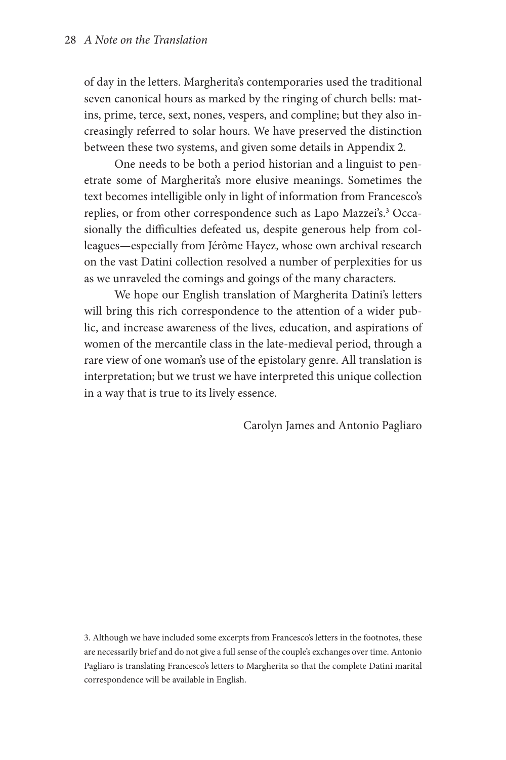of day in the letters. Margherita's contemporaries used the traditional seven canonical hours as marked by the ringing of church bells: matins, prime, terce, sext, nones, vespers, and compline; but they also increasingly referred to solar hours. We have preserved the distinction between these two systems, and given some details in Appendix 2.

One needs to be both a period historian and a linguist to penetrate some of Margherita's more elusive meanings. Sometimes the text becomes intelligible only in light of information from Francesco's replies, or from other correspondence such as Lapo Mazzei's.[3] Occasionally the difficulties defeated us, despite generous help from colleagues—especially from Jérôme Hayez, whose own archival research on the vast Datini collection resolved a number of perplexities for us as we unraveled the comings and goings of the many characters.

We hope our English translation of Margherita Datini's letters will bring this rich correspondence to the attention of a wider public, and increase awareness of the lives, education, and aspirations of women of the mercantile class in the late-medieval period, through a rare view of one woman's use of the epistolary genre. All translation is interpretation; but we trust we have interpreted this unique collection in a way that is true to its lively essence.

Carolyn James and Antonio Pagliaro

3. Although we have included some excerpts from Francesco's letters in the footnotes, these are necessarily brief and do not give a full sense of the couple's exchanges over time. Antonio Pagliaro is translating Francesco's letters to Margherita so that the complete Datini marital correspondence will be available in English.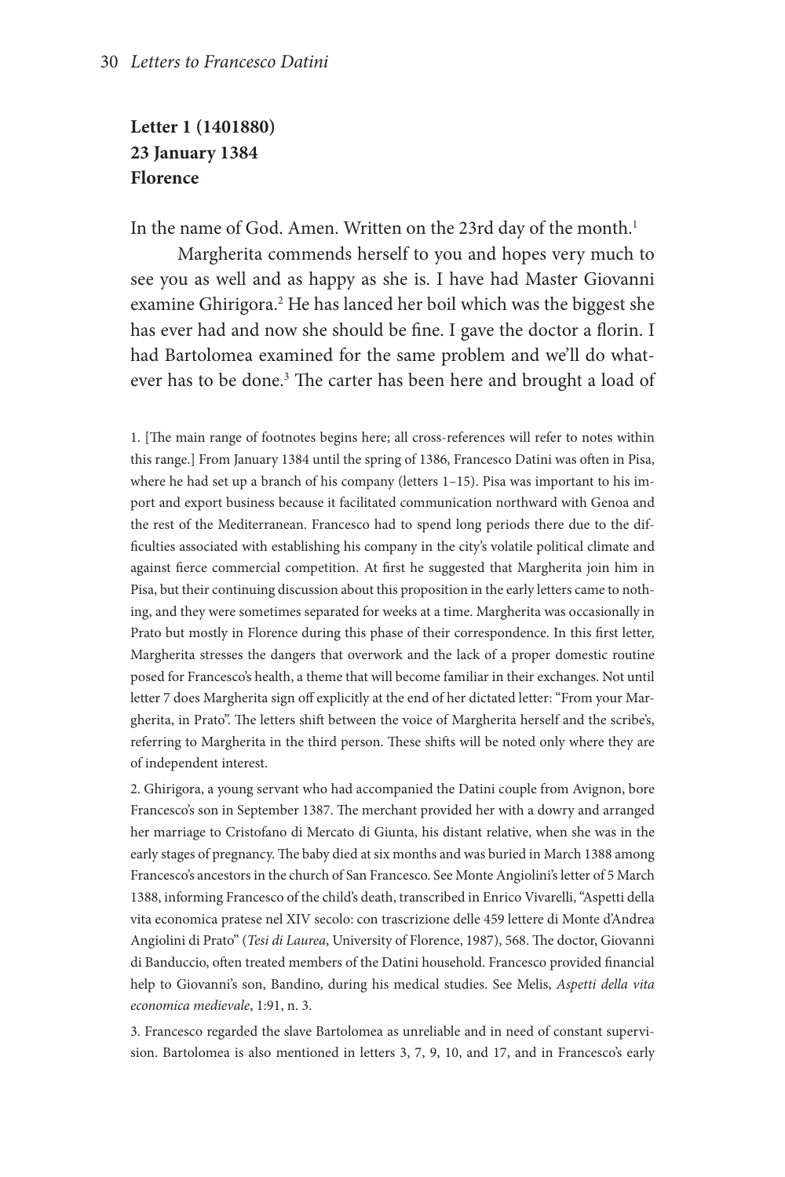**Letter 1 (1401880)**
**23 January 1384**
**Florence**

In the name of God. Amen. Written on the 23rd day of the month.[1]

Margherita commends herself to you and hopes very much to see you as well and as happy as she is. I have had Master Giovanni examine Ghirigora.[2] He has lanced her boil which was the biggest she has ever had and now she should be fine. I gave the doctor a florin. I had Bartolomea examined for the same problem and we'll do whatever has to be done.[3] The carter has been here and brought a load of

1. [The main range of footnotes begins here; all cross-references will refer to notes within this range.] From January 1384 until the spring of 1386, Francesco Datini was often in Pisa, where he had set up a branch of his company (letters 1–15). Pisa was important to his import and export business because it facilitated communication northward with Genoa and the rest of the Mediterranean. Francesco had to spend long periods there due to the difficulties associated with establishing his company in the city's volatile political climate and against fierce commercial competition. At first he suggested that Margherita join him in Pisa, but their continuing discussion about this proposition in the early letters came to nothing, and they were sometimes separated for weeks at a time. Margherita was occasionally in Prato but mostly in Florence during this phase of their correspondence. In this first letter, Margherita stresses the dangers that overwork and the lack of a proper domestic routine posed for Francesco's health, a theme that will become familiar in their exchanges. Not until letter 7 does Margherita sign off explicitly at the end of her dictated letter: "From your Margherita, in Prato". The letters shift between the voice of Margherita herself and the scribe's, referring to Margherita in the third person. These shifts will be noted only where they are of independent interest.

2. Ghirigora, a young servant who had accompanied the Datini couple from Avignon, bore Francesco's son in September 1387. The merchant provided her with a dowry and arranged her marriage to Cristofano di Mercato di Giunta, his distant relative, when she was in the early stages of pregnancy. The baby died at six months and was buried in March 1388 among Francesco's ancestors in the church of San Francesco. See Monte Angiolini's letter of 5 March 1388, informing Francesco of the child's death, transcribed in Enrico Vivarelli, "Aspetti della vita economica pratese nel XIV secolo: con trascrizione delle 459 lettere di Monte d'Andrea Angiolini di Prato" (*Tesi di Laurea*, University of Florence, 1987), 568. The doctor, Giovanni di Banduccio, often treated members of the Datini household. Francesco provided financial help to Giovanni's son, Bandino, during his medical studies. See Melis, *Aspetti della vita economica medievale*, 1:91, n. 3.

3. Francesco regarded the slave Bartolomea as unreliable and in need of constant supervision. Bartolomea is also mentioned in letters 3, 7, 9, 10, and 17, and in Francesco's early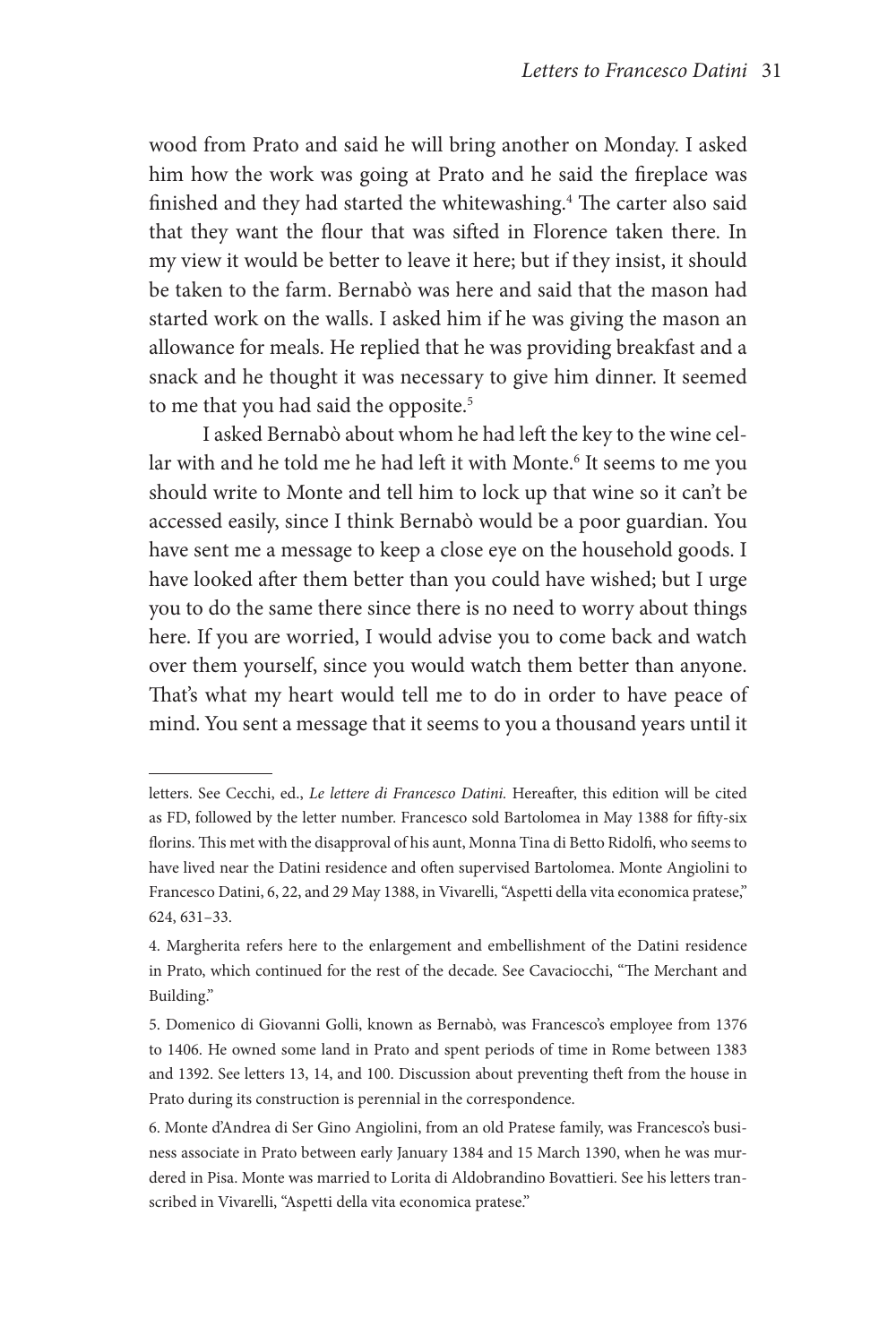wood from Prato and said he will bring another on Monday. I asked him how the work was going at Prato and he said the fireplace was finished and they had started the whitewashing.[4] The carter also said that they want the flour that was sifted in Florence taken there. In my view it would be better to leave it here; but if they insist, it should be taken to the farm. Bernabò was here and said that the mason had started work on the walls. I asked him if he was giving the mason an allowance for meals. He replied that he was providing breakfast and a snack and he thought it was necessary to give him dinner. It seemed to me that you had said the opposite.[5]

I asked Bernabò about whom he had left the key to the wine cellar with and he told me he had left it with Monte.[6] It seems to me you should write to Monte and tell him to lock up that wine so it can't be accessed easily, since I think Bernabò would be a poor guardian. You have sent me a message to keep a close eye on the household goods. I have looked after them better than you could have wished; but I urge you to do the same there since there is no need to worry about things here. If you are worried, I would advise you to come back and watch over them yourself, since you would watch them better than anyone. That's what my heart would tell me to do in order to have peace of mind. You sent a message that it seems to you a thousand years until it

---

letters. See Cecchi, ed., *Le lettere di Francesco Datini.* Hereafter, this edition will be cited as FD, followed by the letter number. Francesco sold Bartolomea in May 1388 for fifty-six florins. This met with the disapproval of his aunt, Monna Tina di Betto Ridolfi, who seems to have lived near the Datini residence and often supervised Bartolomea. Monte Angiolini to Francesco Datini, 6, 22, and 29 May 1388, in Vivarelli, "Aspetti della vita economica pratese," 624, 631–33.

4. Margherita refers here to the enlargement and embellishment of the Datini residence in Prato, which continued for the rest of the decade. See Cavaciocchi, "The Merchant and Building."

5. Domenico di Giovanni Golli, known as Bernabò, was Francesco's employee from 1376 to 1406. He owned some land in Prato and spent periods of time in Rome between 1383 and 1392. See letters 13, 14, and 100. Discussion about preventing theft from the house in Prato during its construction is perennial in the correspondence.

6. Monte d'Andrea di Ser Gino Angiolini, from an old Pratese family, was Francesco's business associate in Prato between early January 1384 and 15 March 1390, when he was murdered in Pisa. Monte was married to Lorita di Aldobrandino Bovattieri. See his letters transcribed in Vivarelli, "Aspetti della vita economica pratese."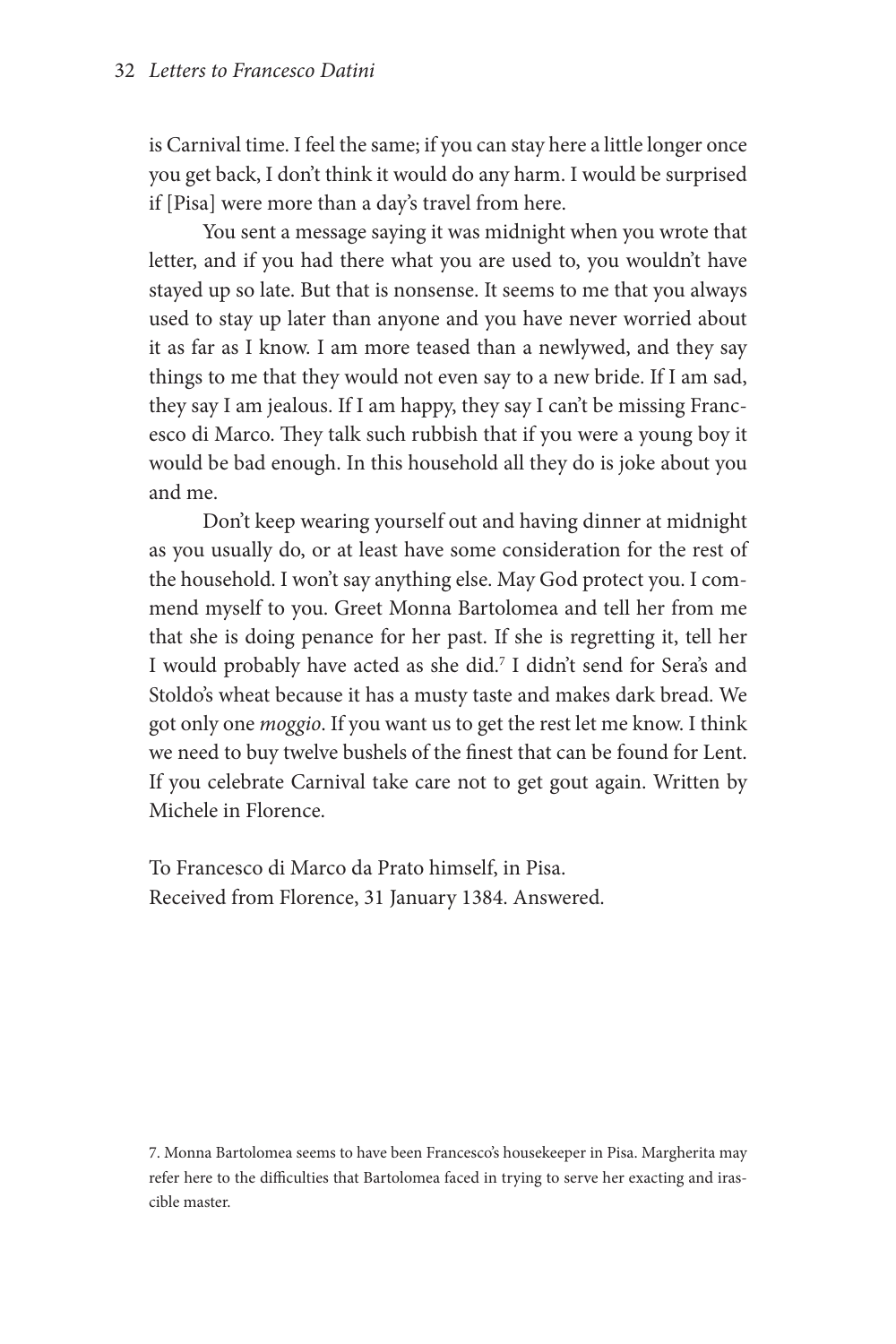is Carnival time. I feel the same; if you can stay here a little longer once you get back, I don't think it would do any harm. I would be surprised if [Pisa] were more than a day's travel from here.

You sent a message saying it was midnight when you wrote that letter, and if you had there what you are used to, you wouldn't have stayed up so late. But that is nonsense. It seems to me that you always used to stay up later than anyone and you have never worried about it as far as I know. I am more teased than a newlywed, and they say things to me that they would not even say to a new bride. If I am sad, they say I am jealous. If I am happy, they say I can't be missing Francesco di Marco. They talk such rubbish that if you were a young boy it would be bad enough. In this household all they do is joke about you and me.

Don't keep wearing yourself out and having dinner at midnight as you usually do, or at least have some consideration for the rest of the household. I won't say anything else. May God protect you. I commend myself to you. Greet Monna Bartolomea and tell her from me that she is doing penance for her past. If she is regretting it, tell her I would probably have acted as she did.[7] I didn't send for Sera's and Stoldo's wheat because it has a musty taste and makes dark bread. We got only one *moggio*. If you want us to get the rest let me know. I think we need to buy twelve bushels of the finest that can be found for Lent. If you celebrate Carnival take care not to get gout again. Written by Michele in Florence.

To Francesco di Marco da Prato himself, in Pisa.
Received from Florence, 31 January 1384. Answered.

7. Monna Bartolomea seems to have been Francesco's housekeeper in Pisa. Margherita may refer here to the difficulties that Bartolomea faced in trying to serve her exacting and irascible master.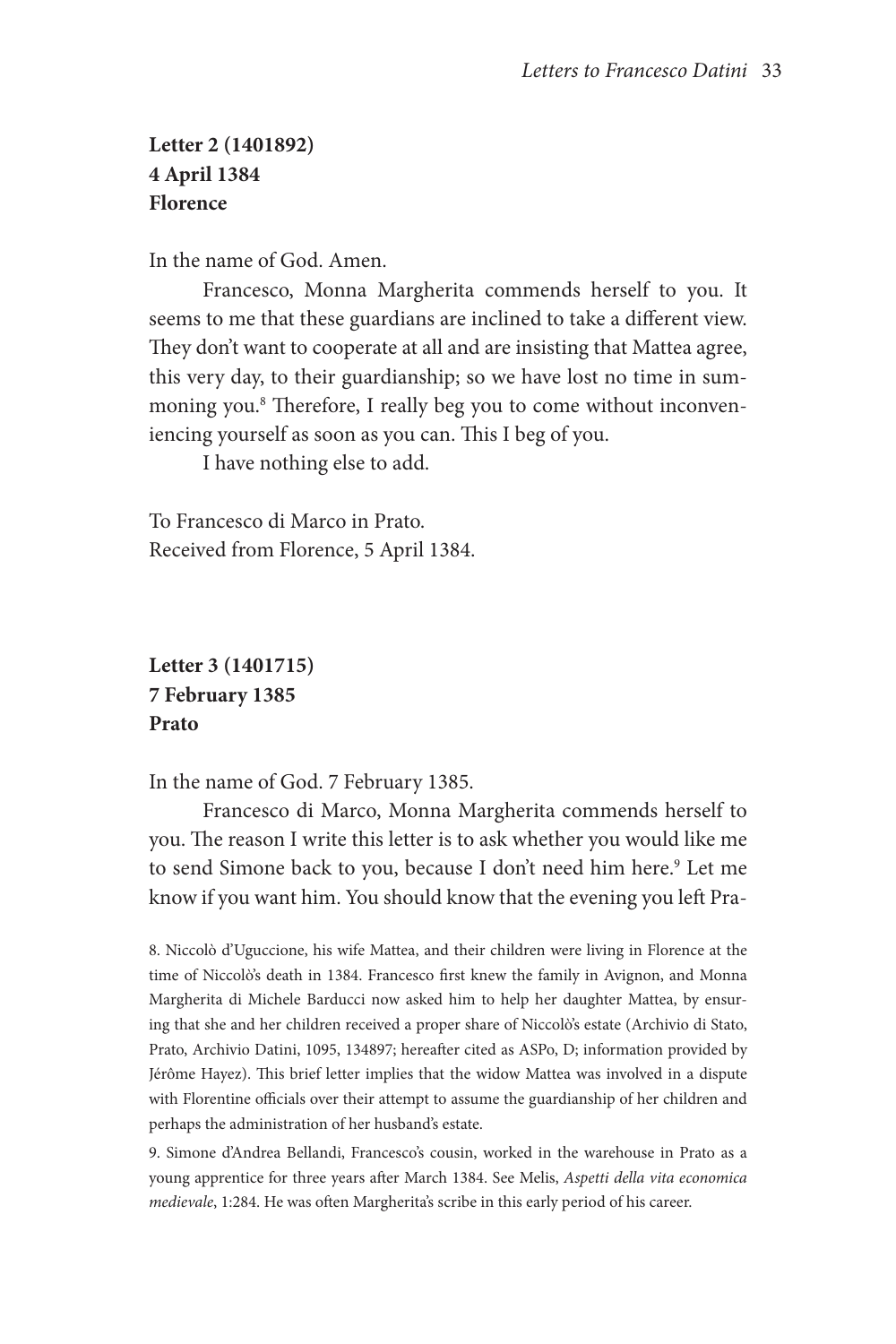**Letter 2 (1401892)**
**4 April 1384**
**Florence**

In the name of God. Amen.

Francesco, Monna Margherita commends herself to you. It seems to me that these guardians are inclined to take a different view. They don't want to cooperate at all and are insisting that Mattea agree, this very day, to their guardianship; so we have lost no time in summoning you.[8] Therefore, I really beg you to come without inconveniencing yourself as soon as you can. This I beg of you.

I have nothing else to add.

To Francesco di Marco in Prato.
Received from Florence, 5 April 1384.

**Letter 3 (1401715)**
**7 February 1385**
**Prato**

In the name of God. 7 February 1385.

Francesco di Marco, Monna Margherita commends herself to you. The reason I write this letter is to ask whether you would like me to send Simone back to you, because I don't need him here.[9] Let me know if you want him. You should know that the evening you left Pra-

8. Niccolò d'Uguccione, his wife Mattea, and their children were living in Florence at the time of Niccolò's death in 1384. Francesco first knew the family in Avignon, and Monna Margherita di Michele Barducci now asked him to help her daughter Mattea, by ensuring that she and her children received a proper share of Niccolò's estate (Archivio di Stato, Prato, Archivio Datini, 1095, 134897; hereafter cited as ASPo, D; information provided by Jérôme Hayez). This brief letter implies that the widow Mattea was involved in a dispute with Florentine officials over their attempt to assume the guardianship of her children and perhaps the administration of her husband's estate.

9. Simone d'Andrea Bellandi, Francesco's cousin, worked in the warehouse in Prato as a young apprentice for three years after March 1384. See Melis, *Aspetti della vita economica medievale*, 1:284. He was often Margherita's scribe in this early period of his career.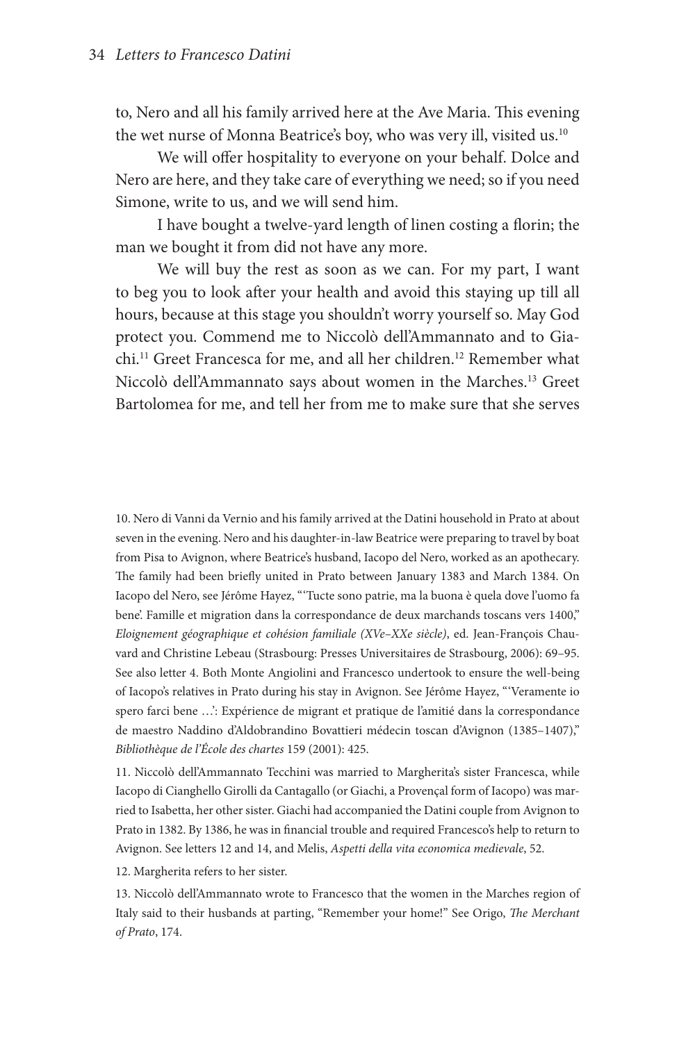to, Nero and all his family arrived here at the Ave Maria. This evening the wet nurse of Monna Beatrice's boy, who was very ill, visited us.[10]

We will offer hospitality to everyone on your behalf. Dolce and Nero are here, and they take care of everything we need; so if you need Simone, write to us, and we will send him.

I have bought a twelve-yard length of linen costing a florin; the man we bought it from did not have any more.

We will buy the rest as soon as we can. For my part, I want to beg you to look after your health and avoid this staying up till all hours, because at this stage you shouldn't worry yourself so. May God protect you. Commend me to Niccolò dell'Ammannato and to Giachi.[11] Greet Francesca for me, and all her children.[12] Remember what Niccolò dell'Ammannato says about women in the Marches.[13] Greet Bartolomea for me, and tell her from me to make sure that she serves

---

10. Nero di Vanni da Vernio and his family arrived at the Datini household in Prato at about seven in the evening. Nero and his daughter-in-law Beatrice were preparing to travel by boat from Pisa to Avignon, where Beatrice's husband, Iacopo del Nero, worked as an apothecary. The family had been briefly united in Prato between January 1383 and March 1384. On Iacopo del Nero, see Jérôme Hayez, "'Tucte sono patrie, ma la buona è quela dove l'uomo fa bene'. Famille et migration dans la correspondance de deux marchands toscans vers 1400," *Eloignement géographique et cohésion familiale (XVe–XXe siècle)*, ed. Jean-François Chauvard and Christine Lebeau (Strasbourg: Presses Universitaires de Strasbourg, 2006): 69–95. See also letter 4. Both Monte Angiolini and Francesco undertook to ensure the well-being of Iacopo's relatives in Prato during his stay in Avignon. See Jérôme Hayez, "'Veramente io spero farci bene …': Expérience de migrant et pratique de l'amitié dans la correspondance de maestro Naddino d'Aldobrandino Bovattieri médecin toscan d'Avignon (1385–1407)," *Bibliothèque de l'École des chartes* 159 (2001): 425.

11. Niccolò dell'Ammannato Tecchini was married to Margherita's sister Francesca, while Iacopo di Cianghello Girolli da Cantagallo (or Giachi, a Provençal form of Iacopo) was married to Isabetta, her other sister. Giachi had accompanied the Datini couple from Avignon to Prato in 1382. By 1386, he was in financial trouble and required Francesco's help to return to Avignon. See letters 12 and 14, and Melis, *Aspetti della vita economica medievale*, 52.

12. Margherita refers to her sister.

13. Niccolò dell'Ammannato wrote to Francesco that the women in the Marches region of Italy said to their husbands at parting, "Remember your home!" See Origo, *The Merchant of Prato*, 174.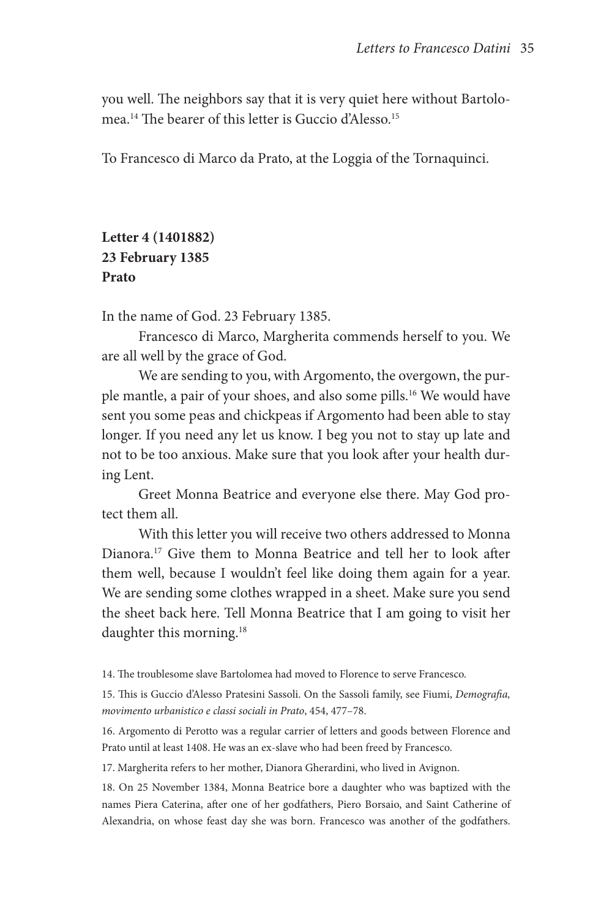you well. The neighbors say that it is very quiet here without Bartolomea.[14] The bearer of this letter is Guccio d'Alesso.[15]

To Francesco di Marco da Prato, at the Loggia of the Tornaquinci.

**Letter 4 (1401882)**
**23 February 1385**
**Prato**

In the name of God. 23 February 1385.

Francesco di Marco, Margherita commends herself to you. We are all well by the grace of God.

We are sending to you, with Argomento, the overgown, the purple mantle, a pair of your shoes, and also some pills.[16] We would have sent you some peas and chickpeas if Argomento had been able to stay longer. If you need any let us know. I beg you not to stay up late and not to be too anxious. Make sure that you look after your health during Lent.

Greet Monna Beatrice and everyone else there. May God protect them all.

With this letter you will receive two others addressed to Monna Dianora.[17] Give them to Monna Beatrice and tell her to look after them well, because I wouldn't feel like doing them again for a year. We are sending some clothes wrapped in a sheet. Make sure you send the sheet back here. Tell Monna Beatrice that I am going to visit her daughter this morning.[18]

14. The troublesome slave Bartolomea had moved to Florence to serve Francesco.

15. This is Guccio d'Alesso Pratesini Sassoli. On the Sassoli family, see Fiumi, *Demografia, movimento urbanistico e classi sociali in Prato*, 454, 477–78.

16. Argomento di Perotto was a regular carrier of letters and goods between Florence and Prato until at least 1408. He was an ex-slave who had been freed by Francesco.

17. Margherita refers to her mother, Dianora Gherardini, who lived in Avignon.

18. On 25 November 1384, Monna Beatrice bore a daughter who was baptized with the names Piera Caterina, after one of her godfathers, Piero Borsaio, and Saint Catherine of Alexandria, on whose feast day she was born. Francesco was another of the godfathers.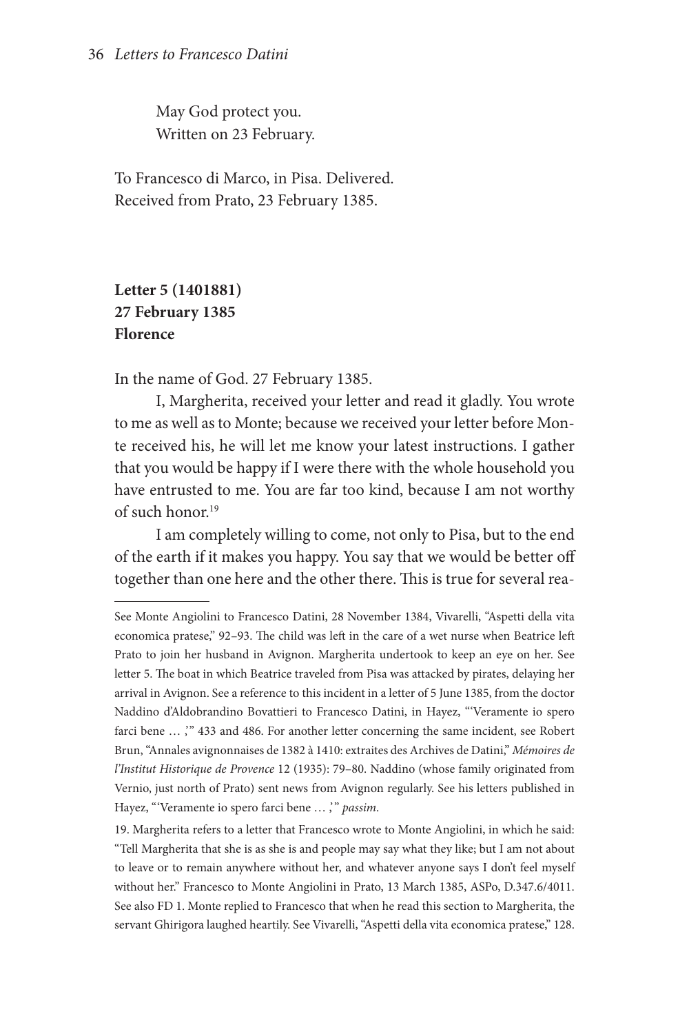May God protect you.
Written on 23 February.

To Francesco di Marco, in Pisa. Delivered.
Received from Prato, 23 February 1385.

**Letter 5 (1401881)**
**27 February 1385**
**Florence**

In the name of God. 27 February 1385.

I, Margherita, received your letter and read it gladly. You wrote to me as well as to Monte; because we received your letter before Monte received his, he will let me know your latest instructions. I gather that you would be happy if I were there with the whole household you have entrusted to me. You are far too kind, because I am not worthy of such honor.[19]

I am completely willing to come, not only to Pisa, but to the end of the earth if it makes you happy. You say that we would be better off together than one here and the other there. This is true for several rea-

---

See Monte Angiolini to Francesco Datini, 28 November 1384, Vivarelli, "Aspetti della vita economica pratese," 92–93. The child was left in the care of a wet nurse when Beatrice left Prato to join her husband in Avignon. Margherita undertook to keep an eye on her. See letter 5. The boat in which Beatrice traveled from Pisa was attacked by pirates, delaying her arrival in Avignon. See a reference to this incident in a letter of 5 June 1385, from the doctor Naddino d'Aldobrandino Bovattieri to Francesco Datini, in Hayez, "'Veramente io spero farci bene … ,'" 433 and 486. For another letter concerning the same incident, see Robert Brun, "Annales avignonnaises de 1382 à 1410: extraites des Archives de Datini," *Mémoires de l'Institut Historique de Provence* 12 (1935): 79–80. Naddino (whose family originated from Vernio, just north of Prato) sent news from Avignon regularly. See his letters published in Hayez, "'Veramente io spero farci bene … ,'" *passim*.

19. Margherita refers to a letter that Francesco wrote to Monte Angiolini, in which he said: "Tell Margherita that she is as she is and people may say what they like; but I am not about to leave or to remain anywhere without her, and whatever anyone says I don't feel myself without her." Francesco to Monte Angiolini in Prato, 13 March 1385, ASPo, D.347.6/4011. See also FD 1. Monte replied to Francesco that when he read this section to Margherita, the servant Ghirigora laughed heartily. See Vivarelli, "Aspetti della vita economica pratese," 128.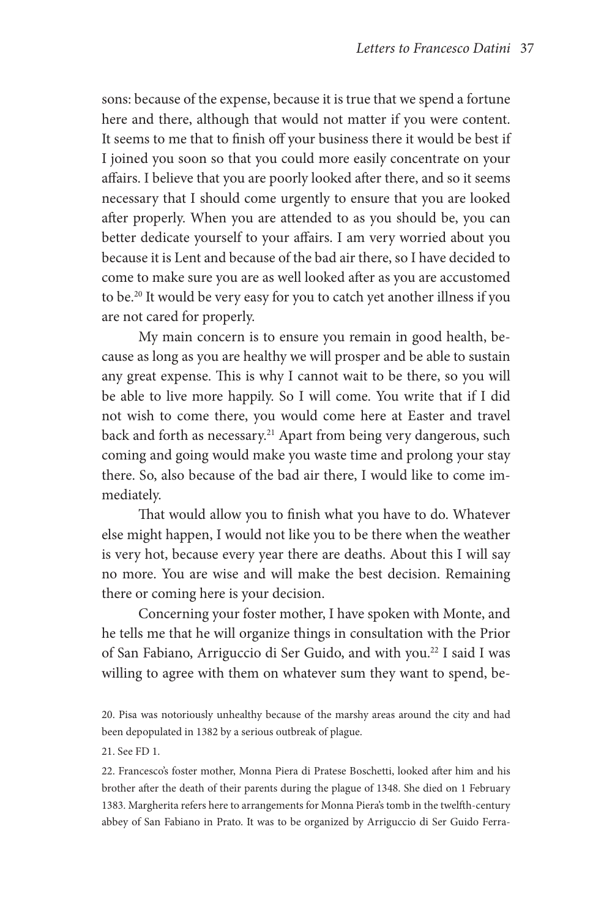sons: because of the expense, because it is true that we spend a fortune here and there, although that would not matter if you were content. It seems to me that to finish off your business there it would be best if I joined you soon so that you could more easily concentrate on your affairs. I believe that you are poorly looked after there, and so it seems necessary that I should come urgently to ensure that you are looked after properly. When you are attended to as you should be, you can better dedicate yourself to your affairs. I am very worried about you because it is Lent and because of the bad air there, so I have decided to come to make sure you are as well looked after as you are accustomed to be.[20] It would be very easy for you to catch yet another illness if you are not cared for properly.

My main concern is to ensure you remain in good health, because as long as you are healthy we will prosper and be able to sustain any great expense. This is why I cannot wait to be there, so you will be able to live more happily. So I will come. You write that if I did not wish to come there, you would come here at Easter and travel back and forth as necessary.[21] Apart from being very dangerous, such coming and going would make you waste time and prolong your stay there. So, also because of the bad air there, I would like to come immediately.

That would allow you to finish what you have to do. Whatever else might happen, I would not like you to be there when the weather is very hot, because every year there are deaths. About this I will say no more. You are wise and will make the best decision. Remaining there or coming here is your decision.

Concerning your foster mother, I have spoken with Monte, and he tells me that he will organize things in consultation with the Prior of San Fabiano, Arriguccio di Ser Guido, and with you.[22] I said I was willing to agree with them on whatever sum they want to spend, be-

20. Pisa was notoriously unhealthy because of the marshy areas around the city and had been depopulated in 1382 by a serious outbreak of plague.

21. See FD 1.

22. Francesco's foster mother, Monna Piera di Pratese Boschetti, looked after him and his brother after the death of their parents during the plague of 1348. She died on 1 February 1383. Margherita refers here to arrangements for Monna Piera's tomb in the twelfth-century abbey of San Fabiano in Prato. It was to be organized by Arriguccio di Ser Guido Ferra-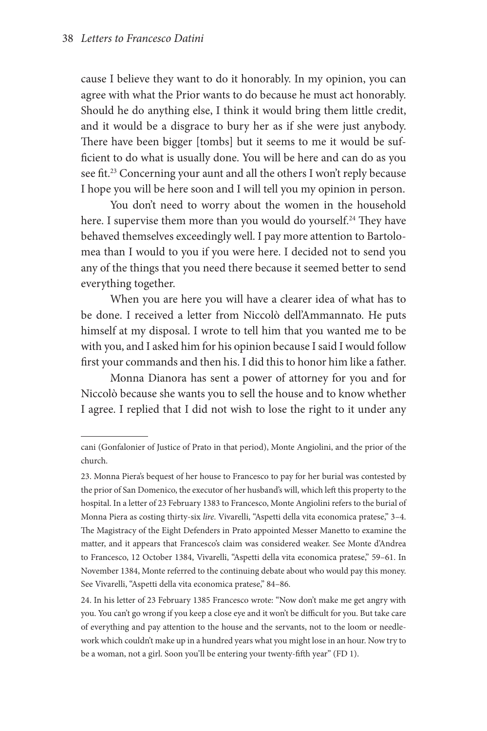cause I believe they want to do it honorably. In my opinion, you can agree with what the Prior wants to do because he must act honorably. Should he do anything else, I think it would bring them little credit, and it would be a disgrace to bury her as if she were just anybody. There have been bigger [tombs] but it seems to me it would be sufficient to do what is usually done. You will be here and can do as you see fit.[23] Concerning your aunt and all the others I won't reply because I hope you will be here soon and I will tell you my opinion in person.

You don't need to worry about the women in the household here. I supervise them more than you would do yourself.[24] They have behaved themselves exceedingly well. I pay more attention to Bartolomea than I would to you if you were here. I decided not to send you any of the things that you need there because it seemed better to send everything together.

When you are here you will have a clearer idea of what has to be done. I received a letter from Niccolò dell'Ammannato. He puts himself at my disposal. I wrote to tell him that you wanted me to be with you, and I asked him for his opinion because I said I would follow first your commands and then his. I did this to honor him like a father.

Monna Dianora has sent a power of attorney for you and for Niccolò because she wants you to sell the house and to know whether I agree. I replied that I did not wish to lose the right to it under any

---

cani (Gonfalonier of Justice of Prato in that period), Monte Angiolini, and the prior of the church.

23. Monna Piera's bequest of her house to Francesco to pay for her burial was contested by the prior of San Domenico, the executor of her husband's will, which left this property to the hospital. In a letter of 23 February 1383 to Francesco, Monte Angiolini refers to the burial of Monna Piera as costing thirty-six *lire*. Vivarelli, "Aspetti della vita economica pratese," 3–4. The Magistracy of the Eight Defenders in Prato appointed Messer Manetto to examine the matter, and it appears that Francesco's claim was considered weaker. See Monte d'Andrea to Francesco, 12 October 1384, Vivarelli, "Aspetti della vita economica pratese," 59–61. In November 1384, Monte referred to the continuing debate about who would pay this money. See Vivarelli, "Aspetti della vita economica pratese," 84–86.

24. In his letter of 23 February 1385 Francesco wrote: "Now don't make me get angry with you. You can't go wrong if you keep a close eye and it won't be difficult for you. But take care of everything and pay attention to the house and the servants, not to the loom or needlework which couldn't make up in a hundred years what you might lose in an hour. Now try to be a woman, not a girl. Soon you'll be entering your twenty-fifth year" (FD 1).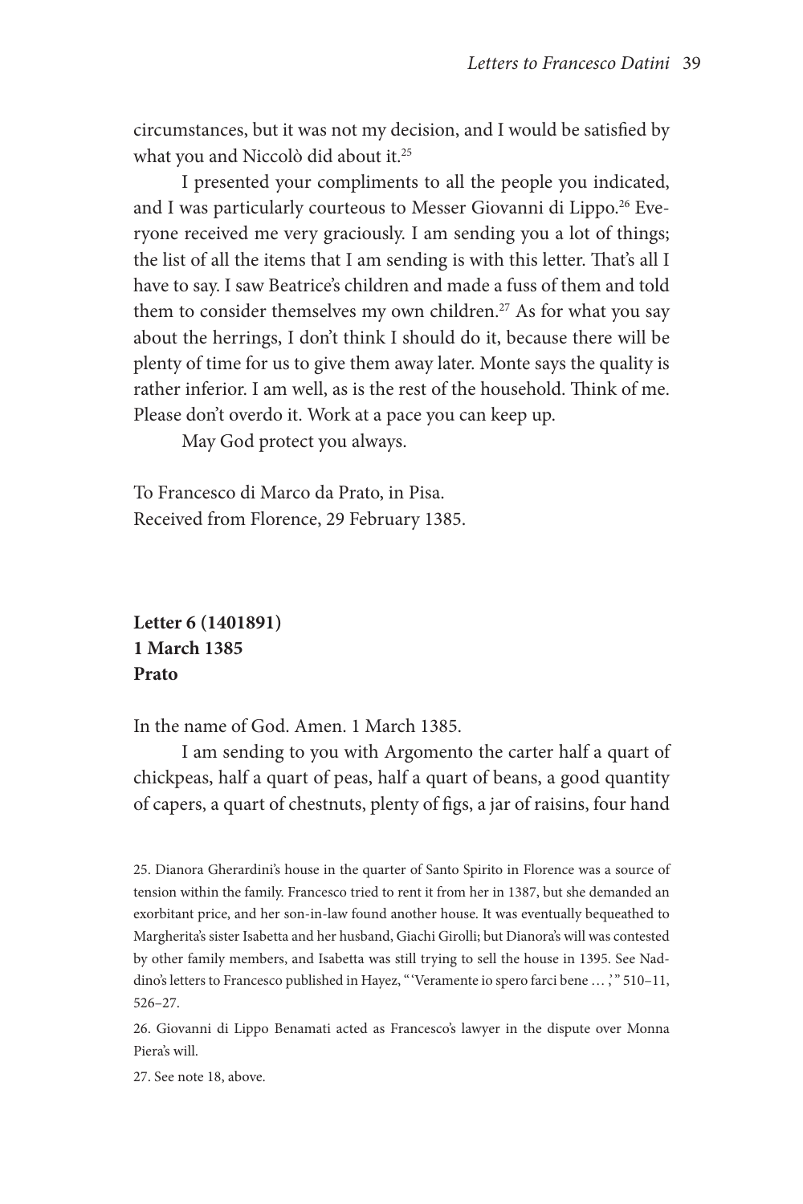circumstances, but it was not my decision, and I would be satisfied by what you and Niccolò did about it.[25]

I presented your compliments to all the people you indicated, and I was particularly courteous to Messer Giovanni di Lippo.[26] Everyone received me very graciously. I am sending you a lot of things; the list of all the items that I am sending is with this letter. That's all I have to say. I saw Beatrice's children and made a fuss of them and told them to consider themselves my own children.[27] As for what you say about the herrings, I don't think I should do it, because there will be plenty of time for us to give them away later. Monte says the quality is rather inferior. I am well, as is the rest of the household. Think of me. Please don't overdo it. Work at a pace you can keep up.

May God protect you always.

To Francesco di Marco da Prato, in Pisa.
Received from Florence, 29 February 1385.

**Letter 6 (1401891)**
**1 March 1385**
**Prato**

In the name of God. Amen. 1 March 1385.

I am sending to you with Argomento the carter half a quart of chickpeas, half a quart of peas, half a quart of beans, a good quantity of capers, a quart of chestnuts, plenty of figs, a jar of raisins, four hand

25. Dianora Gherardini's house in the quarter of Santo Spirito in Florence was a source of tension within the family. Francesco tried to rent it from her in 1387, but she demanded an exorbitant price, and her son-in-law found another house. It was eventually bequeathed to Margherita's sister Isabetta and her husband, Giachi Girolli; but Dianora's will was contested by other family members, and Isabetta was still trying to sell the house in 1395. See Naddino's letters to Francesco published in Hayez, "'Veramente io spero farci bene …'," 510–11, 526–27.

26. Giovanni di Lippo Benamati acted as Francesco's lawyer in the dispute over Monna Piera's will.

27. See note 18, above.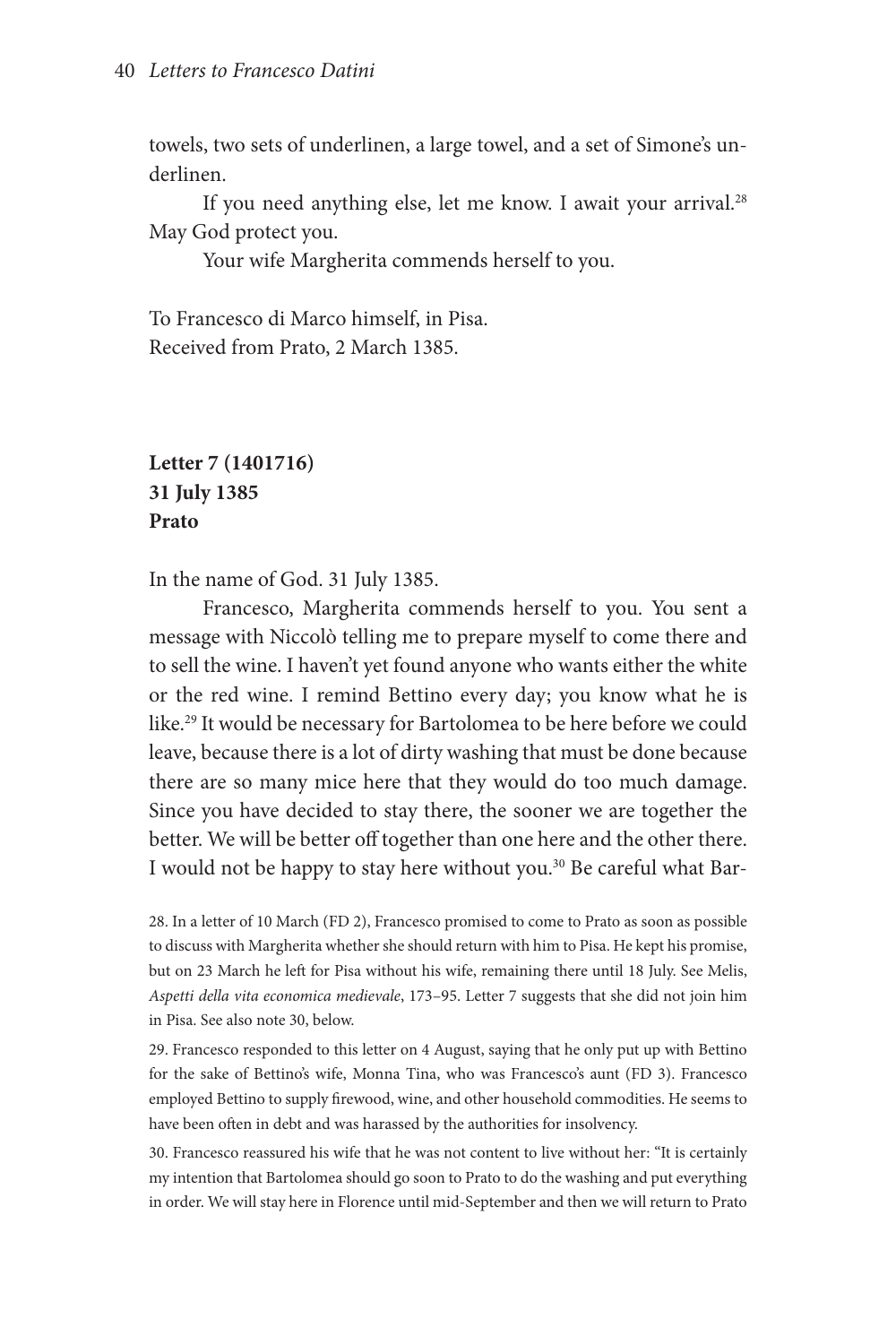towels, two sets of underlinen, a large towel, and a set of Simone's underlinen.

If you need anything else, let me know. I await your arrival.[28] May God protect you.

Your wife Margherita commends herself to you.

To Francesco di Marco himself, in Pisa.
Received from Prato, 2 March 1385.

**Letter 7 (1401716)**
**31 July 1385**
**Prato**

In the name of God. 31 July 1385.

Francesco, Margherita commends herself to you. You sent a message with Niccolò telling me to prepare myself to come there and to sell the wine. I haven't yet found anyone who wants either the white or the red wine. I remind Bettino every day; you know what he is like.[29] It would be necessary for Bartolomea to be here before we could leave, because there is a lot of dirty washing that must be done because there are so many mice here that they would do too much damage. Since you have decided to stay there, the sooner we are together the better. We will be better off together than one here and the other there. I would not be happy to stay here without you.[30] Be careful what Bar-

28. In a letter of 10 March (FD 2), Francesco promised to come to Prato as soon as possible to discuss with Margherita whether she should return with him to Pisa. He kept his promise, but on 23 March he left for Pisa without his wife, remaining there until 18 July. See Melis, *Aspetti della vita economica medievale*, 173–95. Letter 7 suggests that she did not join him in Pisa. See also note 30, below.

29. Francesco responded to this letter on 4 August, saying that he only put up with Bettino for the sake of Bettino's wife, Monna Tina, who was Francesco's aunt (FD 3). Francesco employed Bettino to supply firewood, wine, and other household commodities. He seems to have been often in debt and was harassed by the authorities for insolvency.

30. Francesco reassured his wife that he was not content to live without her: "It is certainly my intention that Bartolomea should go soon to Prato to do the washing and put everything in order. We will stay here in Florence until mid-September and then we will return to Prato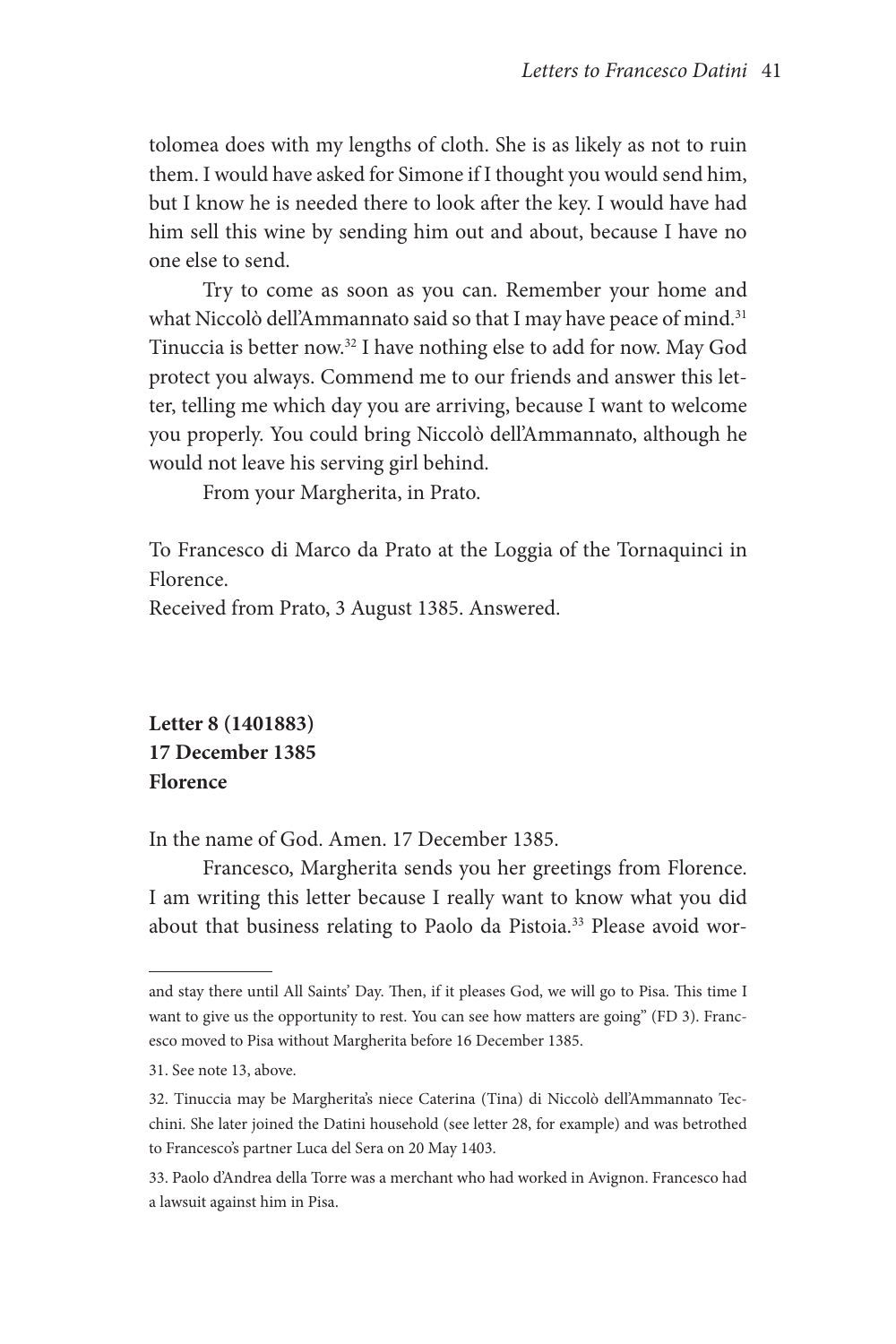tolomea does with my lengths of cloth. She is as likely as not to ruin them. I would have asked for Simone if I thought you would send him, but I know he is needed there to look after the key. I would have had him sell this wine by sending him out and about, because I have no one else to send.

Try to come as soon as you can. Remember your home and what Niccolò dell'Ammannato said so that I may have peace of mind.[31] Tinuccia is better now.[32] I have nothing else to add for now. May God protect you always. Commend me to our friends and answer this letter, telling me which day you are arriving, because I want to welcome you properly. You could bring Niccolò dell'Ammannato, although he would not leave his serving girl behind.

From your Margherita, in Prato.

To Francesco di Marco da Prato at the Loggia of the Tornaquinci in Florence.
Received from Prato, 3 August 1385. Answered.

**Letter 8 (1401883)**
**17 December 1385**
**Florence**

In the name of God. Amen. 17 December 1385.

Francesco, Margherita sends you her greetings from Florence. I am writing this letter because I really want to know what you did about that business relating to Paolo da Pistoia.[33] Please avoid wor-

---

and stay there until All Saints' Day. Then, if it pleases God, we will go to Pisa. This time I want to give us the opportunity to rest. You can see how matters are going" (FD 3). Francesco moved to Pisa without Margherita before 16 December 1385.

31. See note 13, above.

32. Tinuccia may be Margherita's niece Caterina (Tina) di Niccolò dell'Ammannato Tecchini. She later joined the Datini household (see letter 28, for example) and was betrothed to Francesco's partner Luca del Sera on 20 May 1403.

33. Paolo d'Andrea della Torre was a merchant who had worked in Avignon. Francesco had a lawsuit against him in Pisa.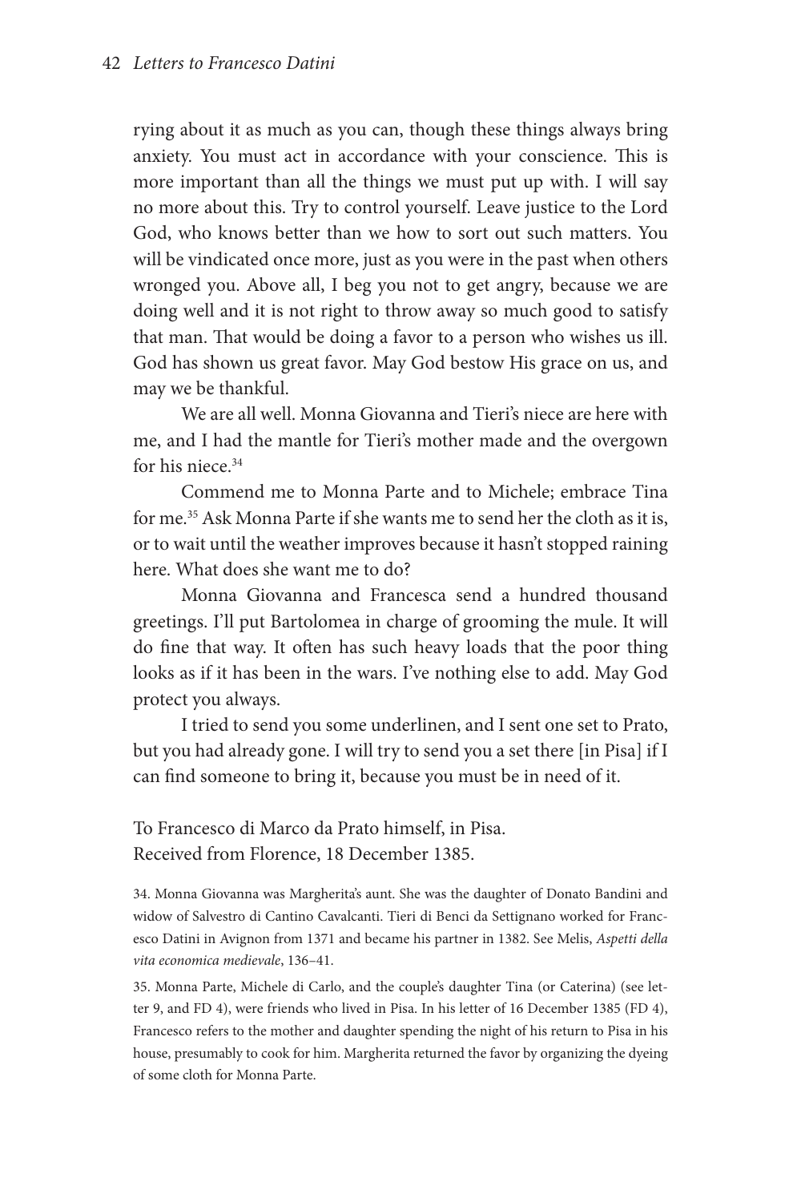rying about it as much as you can, though these things always bring anxiety. You must act in accordance with your conscience. This is more important than all the things we must put up with. I will say no more about this. Try to control yourself. Leave justice to the Lord God, who knows better than we how to sort out such matters. You will be vindicated once more, just as you were in the past when others wronged you. Above all, I beg you not to get angry, because we are doing well and it is not right to throw away so much good to satisfy that man. That would be doing a favor to a person who wishes us ill. God has shown us great favor. May God bestow His grace on us, and may we be thankful.

We are all well. Monna Giovanna and Tieri's niece are here with me, and I had the mantle for Tieri's mother made and the overgown for his niece.[34]

Commend me to Monna Parte and to Michele; embrace Tina for me.[35] Ask Monna Parte if she wants me to send her the cloth as it is, or to wait until the weather improves because it hasn't stopped raining here. What does she want me to do?

Monna Giovanna and Francesca send a hundred thousand greetings. I'll put Bartolomea in charge of grooming the mule. It will do fine that way. It often has such heavy loads that the poor thing looks as if it has been in the wars. I've nothing else to add. May God protect you always.

I tried to send you some underlinen, and I sent one set to Prato, but you had already gone. I will try to send you a set there [in Pisa] if I can find someone to bring it, because you must be in need of it.

To Francesco di Marco da Prato himself, in Pisa.
Received from Florence, 18 December 1385.

34. Monna Giovanna was Margherita's aunt. She was the daughter of Donato Bandini and widow of Salvestro di Cantino Cavalcanti. Tieri di Benci da Settignano worked for Francesco Datini in Avignon from 1371 and became his partner in 1382. See Melis, *Aspetti della vita economica medievale*, 136–41.

35. Monna Parte, Michele di Carlo, and the couple's daughter Tina (or Caterina) (see letter 9, and FD 4), were friends who lived in Pisa. In his letter of 16 December 1385 (FD 4), Francesco refers to the mother and daughter spending the night of his return to Pisa in his house, presumably to cook for him. Margherita returned the favor by organizing the dyeing of some cloth for Monna Parte.